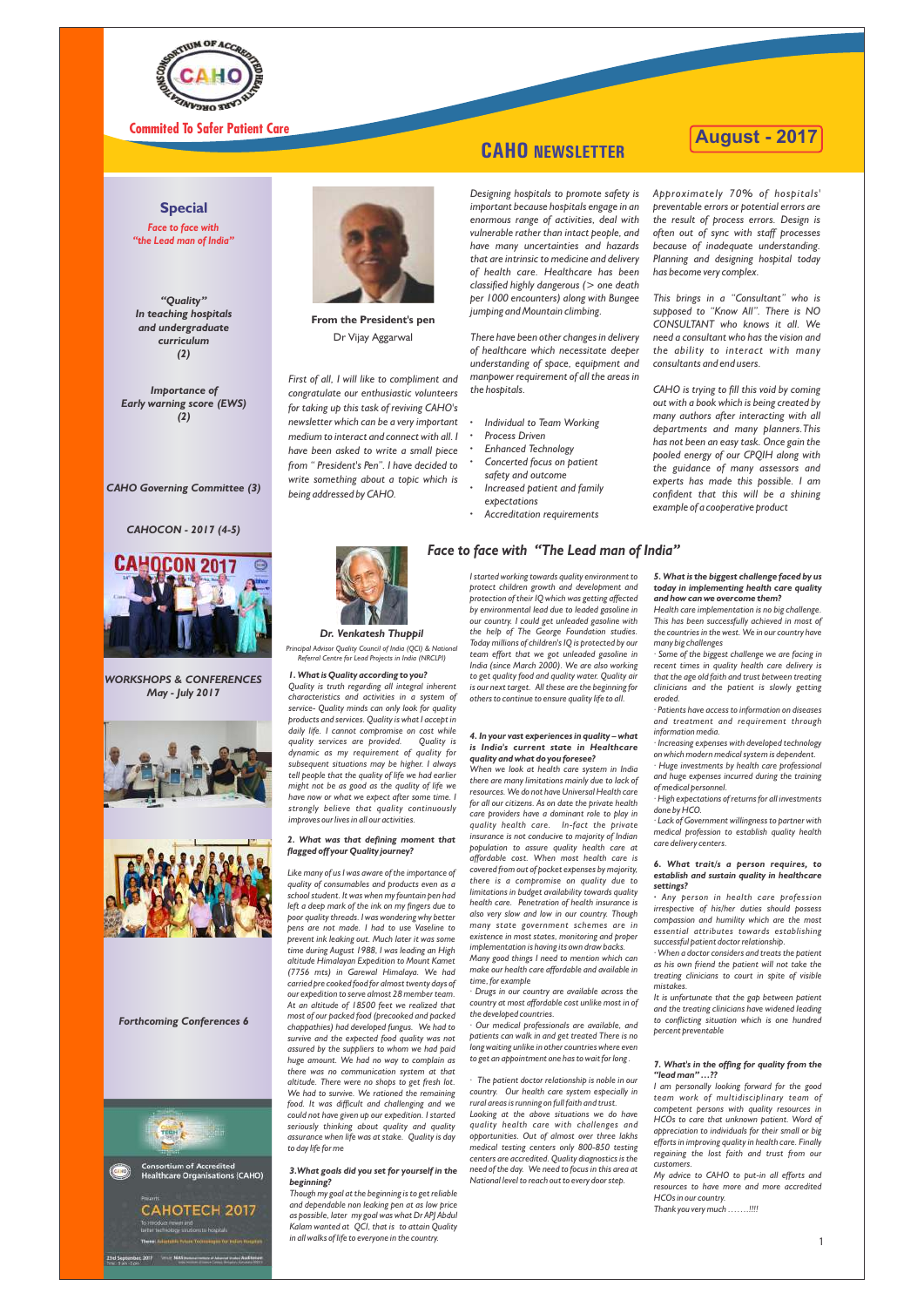# CAHO NEWSLETTER

**Commited To Safer Patient Care**

**August - 2017**

## Special

*Face to face with "the Lead man of India"*

*"Quality" In teaching hospitals and undergraduate curriculum (2)*

*Importance of Early warning score (EWS) (2)*

*CAHO Governing Committee (3)*

*CAHOCON - 2017 (4-5)*

*WORKSHOPS & CONFERENCES May - July 2017*

*Forthcoming Conferences 6*

Consortium of Accredited Healthcare Organisations (CAHO) Presents CAHOTECH 2017

---

## From the President's pen

Dr Vijay Aggarwal

*First of all, I will like to compliment and congratulate our enthusiastic volunteers for taking up this task of reviving CAHO's newsletter which can be a very important medium to interact and connect with all. I have been asked to write a small piece from " President's Pen". I have decided to write something about a topic which is being addressed by CAHO.*

*Designing hospitals to promote safety is important because hospitals engage in an enormous range of activities, deal with vulnerable rather than intact people, and have many uncertainties and hazards that are intrinsic to medicine and delivery of health care. Healthcare has been classified highly dangerous (> one death per 1000 encounters) along with Bungee jumping and Mountain climbing.*

*There have been other changes in delivery of healthcare which necessitate deeper understanding of space, equipment and manpower requirement of all the areas in the hospitals.*

- *Individual to Team Working*
- *Process Driven*
- *Enhanced Technology*
- *Concerted focus on patient safety and outcome*
- *Increased patient and family expectations*
- *Accreditation requirements*

*Approximately 70% of hospitals' preventable errors or potential errors are the result of process errors. Design is often out of sync with staff processes because of inadequate understanding. Planning and designing hospital today has become very complex.*

*This brings in a "Consultant" who is supposed to "Know All". There is NO CONSULTANT who knows it all. We need a consultant who has the vision and the ability to interact with many consultants and end users.*

*CAHO is trying to fill this void by coming out with a book which is being created by many authors after interacting with all departments and many planners. This has not been an easy task. Once gain the pooled energy of our CPQIH along with the guidance of many assessors and experts has made this possible. I am confident that this will be a shining example of a cooperative product*

## Face to face with "The Lead man of India"

***Dr. Venkatesh Thuppil***

*Principal Advisor Quality Council of India (QCI) & National Referral Centre for Lead Projects in India (NRCLPI)*

***1. What is Quality according to you?***

*Quality is truth regarding all integral inherent characteristics and activities in a system of service- Quality minds can only look for quality products and services. Quality is what I accept in daily life. I cannot compromise on cost while quality services are provided. Quality is dynamic as my requirement of quality for subsequent situations may be higher. I always tell people that the quality of life we had earlier might not be as good as the quality of life we have now or what we expect after some time. I strongly believe that quality continuously improves our lives in all our activities.*

***2. What was that defining moment that flagged off your Quality journey?***

*Like many of us I was aware of the importance of quality of consumables and products even as a school student. It was when my fountain pen had left a deep mark of the ink on my fingers due to poor quality threads. I was wondering why better pens are not made. I had to use Vaseline to prevent ink leaking out. Much later it was some time during August 1988, I was leading an High altitude Himalayan Expedition to Mount Kamet (7756 mts) in Garewal Himalaya. We had carried pre cooked food for almost twenty days of our expedition to serve almost 28 member team. At an altitude of 18500 feet we realized that most of our packed food (precooked and packed chappathies) had developed fungus. We had to survive and the expected food quality was not assured by the suppliers to whom we had paid huge amount. We had no way to complain as there was no communication system at that altitude. There were no shops to get fresh lot. We had to survive. We rationed the remaining food. It was difficult and challenging and we could not have given up our expedition. I started seriously thinking about quality and quality assurance when life was at stake. Quality is day to day life for me*

***3. What goals did you set for yourself in the beginning?***

*Though my goal at the beginning is to get reliable and dependable non leaking pen at as low price as possible, later my goal was what Dr APJ Abdul Kalam wanted at QCI, that is to attain Quality in all walks of life to everyone in the country.*

*I started working towards quality environment to protect children growth and development and protection of their IQ which was getting affected by environmental lead due to leaded gasoline in our country. I could get unleaded gasoline with the help of The George Foundation studies. Today millions of children's IQ is protected by our team effort that we got unleaded gasoline in India (since March 2000). We are also working to get quality food and quality water. Quality air is our next target. All these are the beginning for others to continue to ensure quality life to all.*

***4. In your vast experiences in quality – what is India's current state in Healthcare quality and what do you foresee?***

*When we look at health care system in India there are many limitations mainly due to lack of resources. We do not have Universal Health care for all our citizens. As on date the private health care providers have a dominant role to play in quality health care. In-fact the private insurance is not conducive to majority of Indian population to assure quality health care at affordable cost. When most health care is covered from out of pocket expenses by majority, there is a compromise on quality due to limitations in budget availability towards quality health care. Penetration of health insurance is also very slow and low in our country. Though many state government schemes are in existence in most states, monitoring and proper implementation is having its own draw backs.*

*Many good things I need to mention which can make our health care affordable and available in time, for example*

*· Drugs in our country are available across the country at most affordable cost unlike most in of the developed countries.*

*· Our medical professionals are available, and patients can walk in and get treated There is no long waiting unlike in other countries where even to get an appointment one has to wait for long .*

*· The patient doctor relationship is noble in our country. Our health care system especially in rural areas is running on full faith and trust.*

*Looking at the above situations we do have quality health care with challenges and opportunities. Out of almost over three lakhs medical testing centers only 800-850 testing centers are accredited. Quality diagnostics is the need of the day. We need to focus in this area at National level to reach out to every door step.*

***5. What is the biggest challenge faced by us today in implementing health care quality and how can we overcome them?***

*Health care implementation is no big challenge. This has been successfully achieved in most of the countries in the west. We in our country have many big challenges*

*· Some of the biggest challenge we are facing in recent times in quality health care delivery is that the age old faith and trust between treating clinicians and the patient is slowly getting eroded.*

*· Patients have access to information on diseases and treatment and requirement through information media.*

*· Increasing expenses with developed technology on which modern medical system is dependent.*

*· Huge investments by health care professional and huge expenses incurred during the training of medical personnel.*

*· High expectations of returns for all investments done by HCO.*

*· Lack of Government willingness to partner with medical profession to establish quality health care delivery centers.*

***6. What trait/s a person requires, to establish and sustain quality in healthcare settings?***

*· Any person in health care profession irrespective of his/her duties should possess compassion and humility which are the most essential attributes towards establishing successful patient doctor relationship.*

*· When a doctor considers and treats the patient as his own friend the patient will not take the treating clinicians to court in spite of visible mistakes.*

*It is unfortunate that the gap between patient and the treating clinicians have widened leading to conflicting situation which is one hundred percent preventable*

***7. What's in the offing for quality from the "lead man" …??***

*I am personally looking forward for the good team work of multidisciplinary team of competent persons with quality resources in HCOs to care that unknown patient. Word of appreciation to individuals for their small or big efforts in improving quality in health care. Finally regaining the lost faith and trust from our customers.*

*My advice to CAHO to put-in all efforts and resources to have more and more accredited HCOs in our country.*

*Thank you very much ……..!!!!*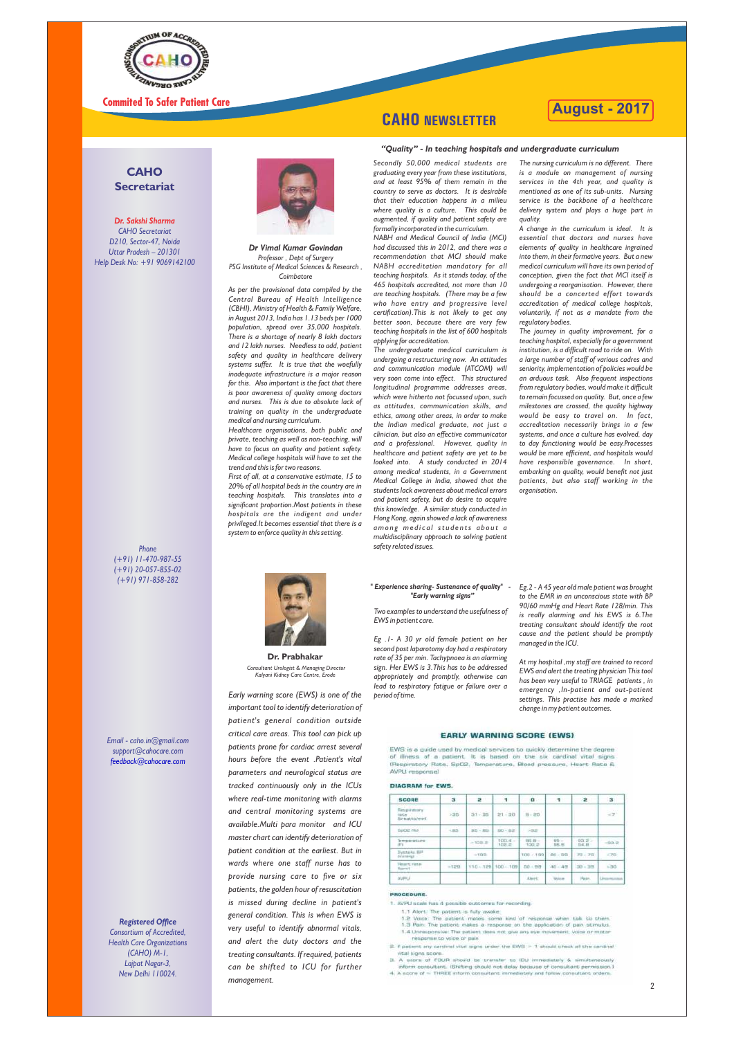**CAHO NEWSLETTER** — **August - 2017**

Commited To Safer Patient Care

## CAHO Secretariat

*Dr. Sakshi Sharma*
*CAHO Secretariat*
*D210, Sector-47, Noida*
*Uttar Pradesh – 201301*
*Help Desk No: +91 9069142100*

*Phone*
*(+91) 11-470-987-55*
*(+91) 20-057-855-02*
*(+91) 971-858-282*

*Email - caho.in@gmail.com*
*support@cahocare.com*
*feedback@cahocare.com*

***Registered Office***
*Consortium of Accredited, Health Care Organizations (CAHO) M-1, Lajpat Nagar-3, New Delhi 110024.*

## *"Quality" - In teaching hospitals and undergraduate curriculum*

***Dr Vimal Kumar Govindan***
*Professor , Dept of Surgery*
*PSG Institute of Medical Sciences & Research , Coimbatore*

*As per the provisional data compiled by the Central Bureau of Health Intelligence (CBHI), Ministry of Health & Family Welfare, in August 2013, India has 1.13 beds per 1000 population, spread over 35,000 hospitals. There is a shortage of nearly 8 lakh doctors and 12 lakh nurses. Needless to add, patient safety and quality in healthcare delivery systems suffer. It is true that the woefully inadequate infrastructure is a major reason for this. Also important is the fact that there is poor awareness of quality among doctors and nurses. This is due to absolute lack of training on quality in the undergraduate medical and nursing curriculum.*

*Healthcare organisations, both public and private, teaching as well as non-teaching, will have to focus on quality and patient safety. Medical college hospitals will have to set the trend and this is for two reasons.*

*First of all, at a conservative estimate, 15 to 20% of all hospital beds in the country are in teaching hospitals. This translates into a significant proportion.Most patients in these hospitals are the indigent and under privileged.It becomes essential that there is a system to enforce quality in this setting.*

*Secondly 50,000 medical students are graduating every year from these institutions, and at least 95% of them remain in the country to serve as doctors. It is desirable that their education happens in a milieu where quality is a culture. This could be augmented, if quality and patient safety are formally incorporated in the curriculum.*

*NABH and Medical Council of India (MCI) had discussed this in 2012, and there was a recommendation that MCI should make NABH accreditation mandatory for all teaching hospitals. As it stands today, of the 465 hospitals accredited, not more than 10 are teaching hospitals. (There may be a few who have entry and progressive level certification).This is not likely to get any better soon, because there are very few teaching hospitals in the list of 600 hospitals applying for accreditation.*

*The undergraduate medical curriculum is undergoing a restructuring now. An attitudes and communication module (ATCOM) will very soon come into effect. This structured longitudinal programme addresses areas, which were hitherto not focussed upon, such as attitudes, communication skills, and ethics, among other areas, in order to make the Indian medical graduate, not just a clinician, but also an effective communicator and a professional. However, quality in healthcare and patient safety are yet to be looked into. A study conducted in 2014 among medical students, in a Government Medical College in India, showed that the students lack awareness about medical errors and patient safety, but do desire to acquire this knowledge. A similar study conducted in Hong Kong, again showed a lack of awareness among medical students about a multidisciplinary approach to solving patient safety related issues.*

*The nursing curriculum is no different. There is a module on management of nursing services in the 4th year, and quality is mentioned as one of its sub-units. Nursing service is the backbone of a healthcare delivery system and plays a huge part in quality.*

*A change in the curriculum is ideal. It is essential that doctors and nurses have elements of quality in healthcare ingrained into them, in their formative years. But a new medical curriculum will have its own period of conception, given the fact that MCI itself is undergoing a reorganisation. However, there should be a concerted effort towards accreditation of medical college hospitals, voluntarily, if not as a mandate from the regulatory bodies.*

*The journey in quality improvement, for a teaching hospital, especially for a government institution, is a difficult road to ride on. With a large number of staff of various cadres and seniority, implementation of policies would be an arduous task. Also frequent inspections from regulatory bodies, would make it difficult to remain focussed on quality. But, once a few milestones are crossed, the quality highway would be easy to travel on. In fact, accreditation necessarily brings in a few systems, and once a culture has evolved, day to day functioning would be easy.Processes would be more efficient, and hospitals would have responsible governance. In short, embarking on quality, would benefit not just patients, but also staff working in the organisation.*

## *" Experience sharing- Sustenance of quality" - "Early warning signs"*

**Dr. Prabhakar**
*Consultant Urologist & Managing Director*
*Kalyani Kidney Care Centre, Erode*

*Early warning score (EWS) is one of the important tool to identify deterioration of patient's general condition outside critical care areas. This tool can pick up patients prone for cardiac arrest several hours before the event .Patient's vital parameters and neurological status are tracked continuously only in the ICUs where real-time monitoring with alarms and central monitoring systems are available.Multi para monitor and ICU master chart can identify deterioration of patient condition at the earliest. But in wards where one staff nurse has to provide nursing care to five or six patients, the golden hour of resuscitation is missed during decline in patient's general condition. This is when EWS is very useful to identify abnormal vitals, and alert the duty doctors and the treating consultants. If required, patients can be shifted to ICU for further management.*

*Two examples to understand the usefulness of EWS in patient care.*

*Eg .1- A 30 yr old female patient on her second post laparotomy day had a respiratory rate of 35 per min. Tachypnoea is an alarming sign. Her EWS is 3.This has to be addressed appropriately and promptly, otherwise can lead to respiratory fatigue or failure over a period of time.*

*Eg.2 - A 45 year old male patient was brought to the EMR in an unconscious state with BP 90/60 mmHg and Heart Rate 128/min. This is really alarming and his EWS is 6.The treating consultant should identify the root cause and the patient should be promptly managed in the ICU.*

*At my hospital ,my staff are trained to record EWS and alert the treating physician This tool has been very useful to TRIAGE patients , in emergency ,In-patient and out-patient settings. This practise has made a marked change in my patient outcomes.*

### EARLY WARNING SCORE (EWS)

EWS is a guide used by medical services to quickly determine the degree of illness of a patient. It is based on the six cardinal vital signs (Respiratory Rate, SpO2, Temperature, Blood pressure, Heart Rate & AVPU response)

**DIAGRAM for EWS.**

| SCORE | 3 | 2 | 1 | 0 | 1 | 2 | 3 |
|---|---|---|---|---|---|---|---|
| Respiratory rate (breaths/min) | >35 | 31 - 35 | 21 - 30 | 9 - 20 | | | <7 |
| SpO2 (%) | <85 | 85 - 89 | 90 - 92 | >92 | | | |
| Temperature (F) | | >102.2 | 100.4 - 102.2 | 95.8 - 100.2 | 95 - 95.8 | 93.2 - 94.8 | <93.2 |
| Systolic BP (mmHg) | | >199 | | 100 - 199 | 80 - 99 | 70 - 79 | <70 |
| Heart rate (bpm) | >129 | 110 - 129 | 100 - 109 | 50 - 99 | 40 - 49 | 30 - 39 | <30 |
| AVPU | | | | Alert | Voice | Pain | Unconscious |

**PROCEDURE.**

1. AVPU scale has 4 possible outcomes for recording.
   - 1.1 Alert: The patient is fully awake.
   - 1.2 Voice: The patient makes some kind of response when talk to them.
   - 1.3 Pain: The patient makes a response on the application of pain stimulus.
   - 1.4 Unresponsive: The patient does not give any eye movement, voice or motor response to voice or pain
2. If patients any cardinal vital signs under the EWS > 1 should check all the cardinal vital signs score.
3. A score of FOUR should be transfer to ICU immediately & simultaneously inform consultant. (Shifting should not delay because of consultant permission.)
4. A score of >= THREE inform consultant immediately and follow consultant orders.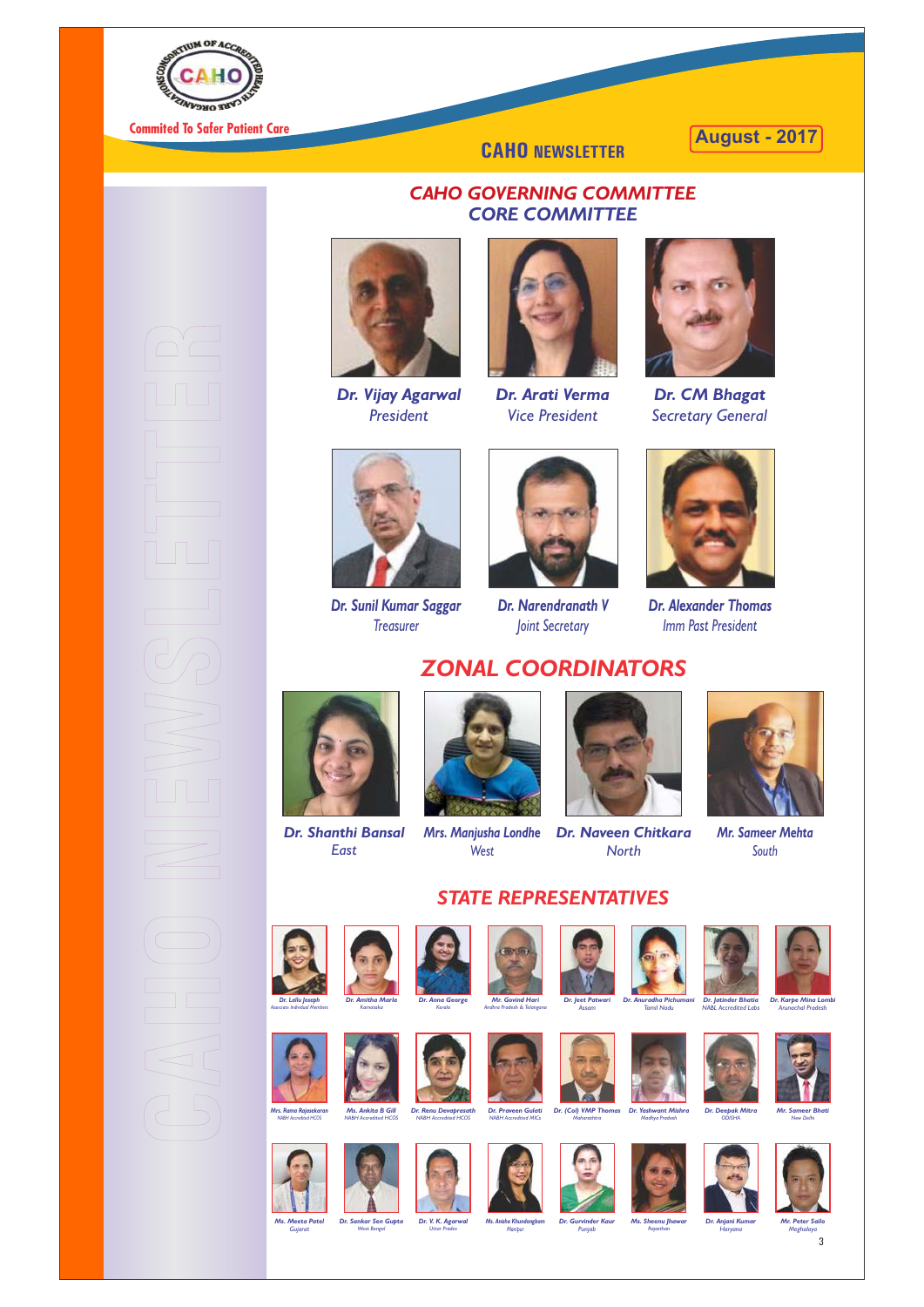# CAHO GOVERNING COMMITTEE
## CORE COMMITTEE

**Dr. Vijay Agarwal**
President

**Dr. Arati Verma**
Vice President

**Dr. CM Bhagat**
Secretary General

**Dr. Sunil Kumar Saggar**
Treasurer

**Dr. Narendranath V**
Joint Secretary

**Dr. Alexander Thomas**
Imm Past President

## ZONAL COORDINATORS

**Dr. Shanthi Bansal**
East

**Mrs. Manjusha Londhe**
West

**Dr. Naveen Chitkara**
North

**Mr. Sameer Mehta**
South

## STATE REPRESENTATIVES

**Dr. Lallu Joseph**
Associate Individual Members

**Dr. Amitha Marla**
Karnataka

**Dr. Anna George**
Kerala

**Mr. Govind Hari**
Andhra Pradesh & Telangana

**Dr. Jeet Patwari**
Assam

**Dr. Anuradha Pichumani**
Tamil Nadu

**Dr. Jatinder Bhatia**
NABL Accredited Labs

**Dr. Karpo Mina Lombi**
Arunachal Pradesh

**Mrs. Rama Rajasekaran**
NABH Accredited HCOS

**Ms. Ankita B Gill**
NABH Accredited HCOS

**Dr. Renu Devaprasath**
NABH Accredited HCOS

**Dr. Praveen Gulati**
NABH Accredited MICs

**Dr. (Col) VMP Thomas**
Maharashtra

**Dr. Yashwant Mishra**
Madhya Pradesh

**Dr. Deepak Mitra**
ODISHA

**Mr. Sameer Bhati**
New Delhi

**Ms. Meeta Patel**
Gujarat

**Dr. Sankar Sen Gupta**
West Bengal

**Dr. V. K. Agarwal**
Uttar Pradesh

**Ms. Anisha Khundongbam**
Manipur

**Dr. Gurvinder Kaur**
Punjab

**Ms. Sheenu Jhawar**
Rajasthan

**Dr. Anjani Kumar**
Haryana

**Mr. Peter Sailo**
Meghalaya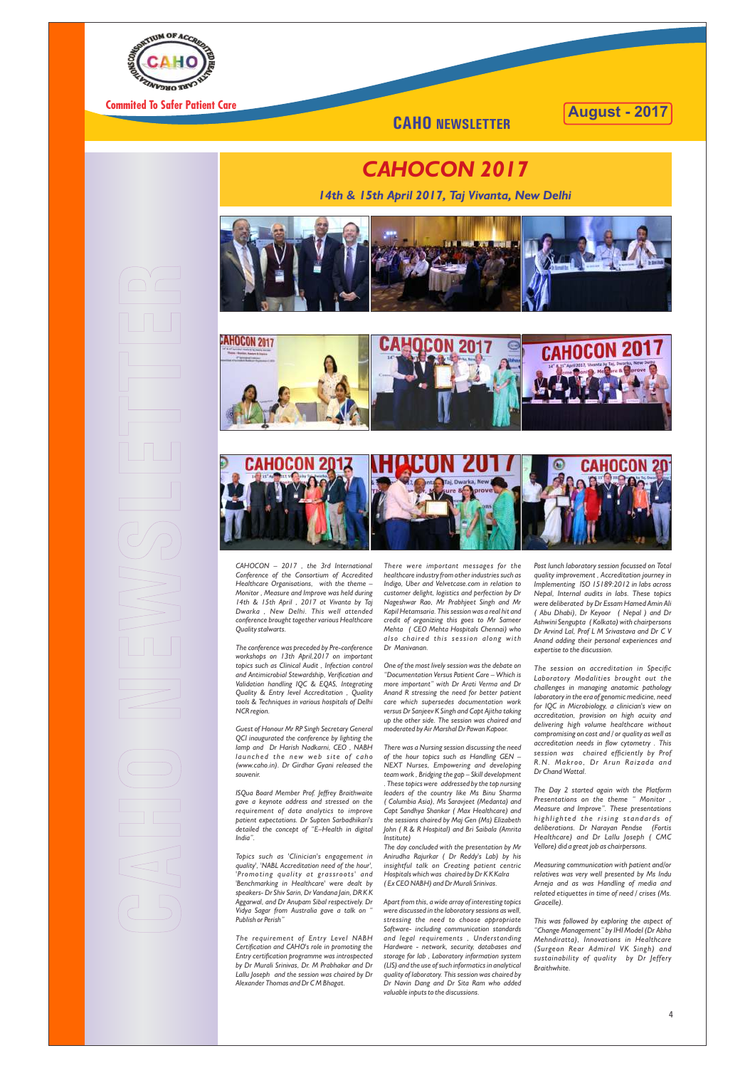# CAHOCON 2017

### 14th & 15th April 2017, Taj Vivanta, New Delhi

*CAHOCON – 2017 , the 3rd International Conference of the Consortium of Accredited Healthcare Organisations, with the theme – Monitor , Measure and Improve was held during 14th & 15th April , 2017 at Vivanta by Taj Dwarka , New Delhi. This well attended conference brought together various Healthcare Quality stalwarts.*

*The conference was preceded by Pre-conference workshops on 13th April,2017 on important topics such as Clinical Audit , Infection control and Antimicrobial Stewardship, Verification and Validation handling IQC & EQAS, Integrating Quality & Entry level Accreditation , Quality tools & Techniques in various hospitals of Delhi NCR region.*

*Guest of Honour Mr RP Singh Secretary General QCI inaugurated the conference by lighting the lamp and Dr Harish Nadkarni, CEO , NABH launched the new web site of caho (www.caho.in). Dr Girdhar Gyani released the souvenir.*

*ISQua Board Member Prof. Jeffrey Braithwaite gave a keynote address and stressed on the requirement of data analytics to improve patient expectations. Dr Supten Sarbadhikari's detailed the concept of "E–Health in digital India".*

*Topics such as 'Clinician's engagement in quality', 'NABL Accreditation need of the hour'. 'Promoting quality at grassroots' and 'Benchmarking in Healthcare' were dealt by speakers- Dr Shiv Sarin, Dr Vandana Jain, DR K K Aggarwal, and Dr Anupam Sibal respectively. Dr Vidya Sagar from Australia gave a talk on " Publish or Perish"*

*The requirement of Entry Level NABH Certification and CAHO's role in promoting the Entry certification programme was introspected by Dr Murali Srinivas, Dr. M Prabhakar and Dr Lallu Joseph and the session was chaired by Dr Alexander Thomas and Dr C M Bhagat.*

*There were important messages for the healthcare industry from other industries such as Indigo, Uber and Velvetcase.com in relation to customer delight, logistics and perfection by Dr Nageshwar Rao, Mr Prabhjeet Singh and Mr Kapil Hetamsaria. This session was a real hit and credit of organizing this goes to Mr Sameer Mehta ( CEO Mehta Hospitals Chennai) who also chaired this session along with Dr Manivanan.*

*One of the most lively session was the debate on "Documentation Versus Patient Care – Which is more important" with Dr Arati Verma and Dr Anand R stressing the need for better patient care which supersedes documentation work versus Dr Sanjeev K Singh and Capt Ajitha taking up the other side. The session was chaired and moderated by Air Marshal Dr Pawan Kapoor.*

*There was a Nursing session discussing the need of the hour topics such as Handling GEN – NEXT Nurses, Empowering and developing team work , Bridging the gap – Skill development . These topics were addressed by the top nursing leaders of the country like Ms Binu Sharma ( Columbia Asia), Ms Saravjeet (Medanta) and Capt Sandhya Shankar ( Max Healthcare) and the sessions chaired by Maj Gen (Ms) Elizabeth John ( R & R Hospital) and Bri Saibala (Amrita Institute)*

*The day concluded with the presentation by Mr Anirudha Rajurkar ( Dr Reddy's Lab) by his insightful talk on Creating patient centric Hospitals which was chaired by Dr K K Kalra ( Ex CEO NABH) and Dr Murali Srinivas.*

*Apart from this, a wide array of interesting topics were discussed in the laboratory sessions as well, stressing the need to choose appropriate Software- including communication standards and legal requirements , Understanding Hardware - network, security, databases and storage for lab , Laboratory information system (LIS) and the use of such informatics in analytical quality of laboratory. This session was chaired by Dr Navin Dang and Dr Sita Ram who added valuable inputs to the discussions.*

*Post lunch laboratory session focussed on Total quality improvement , Accreditation journey in Implementing ISO 15189:2012 in labs across Nepal, Internal audits in labs. These topics were deliberated by Dr Essam Hamed Amin Ali ( Abu Dhabi), Dr Keyoor ( Nepal ) and Dr Ashwini Sengupta ( Kolkata) with chairpersons Dr Arvind Lal, Prof L M Srivastava and Dr C V Anand adding their personal experiences and expertise to the discussion.*

*The session on accreditation in Specific Laboratory Modalities brought out the challenges in managing anatomic pathology laboratory in the era of genomic medicine, need for IQC in Microbiology, a clinician's view on accreditation, provision on high acuity and delivering high volume healthcare without compromising on cost and / or quality as well as accreditation needs in flow cytometry . This session was chaired efficiently by Prof R.N. Makroo, Dr Arun Raizada and Dr Chand Wattal.*

*The Day 2 started again with the Platform Presentations on the theme " Monitor , Measure and Improve". These presentations highlighted the rising standards of deliberations. Dr Narayan Pendse (Fortis Healthcare) and Dr Lallu Joseph ( CMC Vellore) did a great job as chairpersons.*

*Measuring communication with patient and/or relatives was very well presented by Ms Indu Arneja and as was Handling of media and related etiquettes in time of need / crises (Ms. Gracelle).*

*This was followed by exploring the aspect of "Change Management" by IHI Model (Dr Abha Mehndiratta), Innovations in Healthcare (Surgeon Rear Admiral VK Singh) and sustainability of quality by Dr Jeffery Braithwhite.*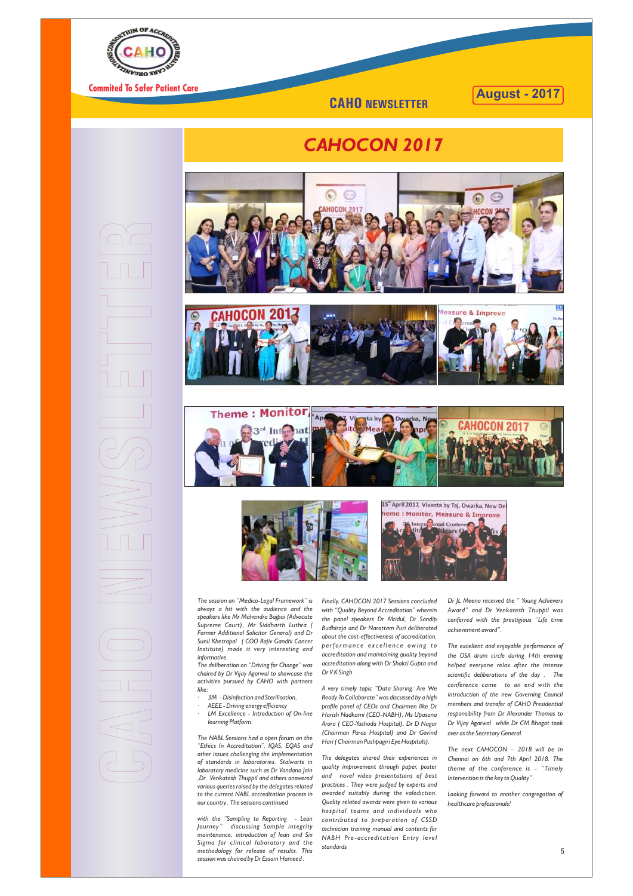# CAHOCON 2017

*The session on "Medico-Legal Framework" is always a hit with the audience and the speakers like Mr Mahendra Bajpai (Advocate Supreme Court), Mr Siddharth Luthra ( Former Additional Solicitor General) and Dr Sunil Khetrapal ( COO Rajiv Gandhi Cancer Institute) made it very interesting and informative.*

*The deliberation on "Driving for Change" was chaired by Dr Vijay Agarwal to showcase the activities pursued by CAHO with partners like:*

- *3M - Disinfection and Sterilisation,*
- *AEEE - Driving energy efficiency*
- *LM Excellence - Introduction of On-line learning Platform.*

*The NABL Sessions had a open forum on the "Ethics In Accreditation", IQAS, EQAS and other issues challenging the implementation of standards in laboratories. Stalwarts in laboratory medicine such as Dr Vandana Jain ,Dr Venkatesh Thuppil and others answered various queries raised by the delegates related to the current NABL accreditation process in our country . The sessions continued*

*with the "Sampling to Reporting - Lean Journey" discussing Sample integrity maintenance, introduction of lean and Six Sigma for clinical laboratory and the methodology for release of results. This session was chaired by Dr Essam Hameed .*

*Finally, CAHOCON 2017 Sessions concluded with "Quality Beyond Accreditation" wherein the panel speakers Dr Mridul, Dr Sandip Budhiraja and Dr Narottam Puri deliberated about the cost-effectiveness of accreditation, performance excellence owing to accreditation and maintaining quality beyond accreditation along with Dr Shakti Gupta and Dr V K Singh.*

*A very timely topic "Data Sharing: Are We Ready To Collaborate" was discussed by a high profile panel of CEOs and Chairmen like Dr Harish Nadkarni (CEO-NABH), Ms Upasana Arora ( CEO-Yashoda Hospital), Dr D Nagar (Chairman Paras Hospital) and Dr Govind Hari ( Chairman Pushpagiri Eye Hospitals).*

*The delegates shared their experiences in quality improvement through paper, poster and novel video presentations of best practices . They were judged by experts and awarded suitably during the valediction. Quality related awards were given to various hospital teams and individuals who contributed to preparation of CSSD technician training manual and contents for NABH Pre-accreditation Entry level standards*

*Dr JL Meena received the " Young Achievers Award" and Dr Venkatesh Thuppil was conferred with the prestigious "Life time achievement award".*

*The excellent and enjoyable performance of the OSA drum circle during 14th evening helped everyone relax after the intense scientific deliberations of the day . The conference came to an end with the introduction of the new Governing Council members and transfer of CAHO Presidential responsibility from Dr Alexander Thomas to Dr Vijay Agarwal while Dr CM Bhagat took over as the Secretary General.*

*The next CAHOCON – 2018 will be in Chennai on 6th and 7th April 2018. The theme of the conference is – "Timely Intervention is the key to Quality".*

*Looking forward to another congregation of healthcare professionals!*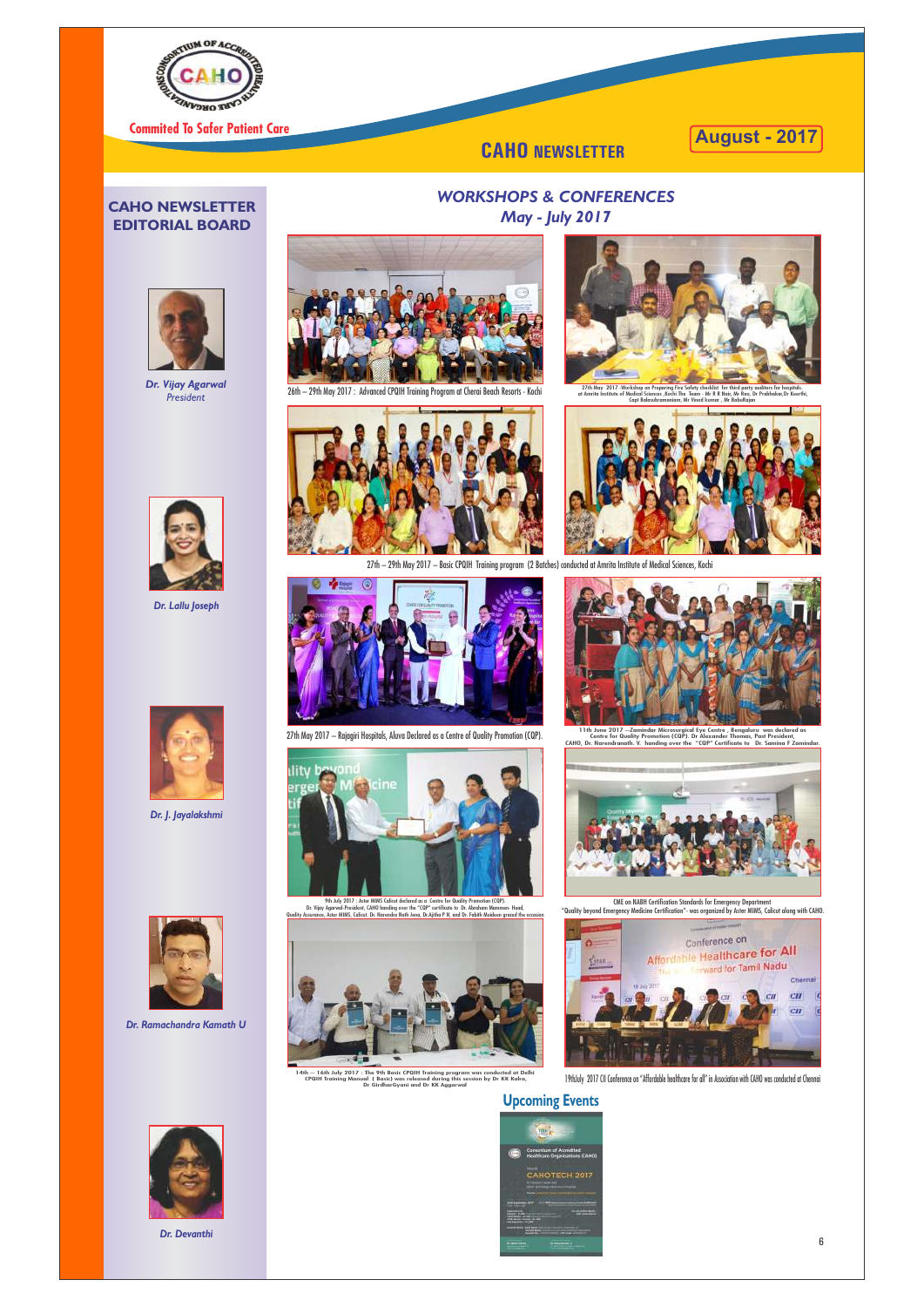Commited To Safer Patient Care

## CAHO NEWSLETTER

**August - 2017**

### CAHO NEWSLETTER EDITORIAL BOARD

*Dr. Vijay Agarwal*
*President*

*Dr. Lallu Joseph*

*Dr. J. Jayalakshmi*

*Dr. Ramachandra Kamath U*

*Dr. Devanthi*

## *WORKSHOPS & CONFERENCES May - July 2017*

26th – 29th May 2017 : Advanced CPQIH Training Program at Cherai Beach Resorts - Kochi

27th May 2017 -Workshop on Preparing Fire Safety checklist for third party auditors for hospitals. at Amrita Institute of Medical Sciences ,Kochi The Team - Mr R R Nair, Mr Rao, Dr Prabhakar,Dr Keerthi, Capt Balasubramaniam, Mr Vinod kumar , Mr BabuRajan

27th – 29th May 2017 – Basic CPQIH Training program (2 Batches) conducted at Amrita Institute of Medical Sciences, Kochi

27th May 2017 – Rajagiri Hospitals, Aluva Declared as a Centre of Quality Promotion (CQP).

11th June 2017 —Zamindar Microsurgical Eye Centre , Bengaluru was declared as Centre for Quality Promotion (CQP). Dr Alexander Thomas, Past President, CAHO, Dr. Narendranath. V. handing over the "CQP" Certificate to Dr. Samina F Zamindar.

9th July 2017 : Aster MIMS Calicut declared as a Centre for Quality Promotion (CQP). Dr. Vijay Agarwal-President, CAHO handing over the "CQP" certificate to Dr. Abraham Mammen- Head, Quality Assurance, Aster MIMS, Calicut. Dr. Narendra Nath Jena, Dr.Ajitha P N, and Dr. Fabith Moideen graced the occasion

CME on NABH Certification Standards for Emergency Department "Quality beyond Emergency Medicine Certification"- was organized by Aster MIMS, Calicut along with CAHO.

14th – 16th July 2017 : The 9th Basic CPQIH Training program was conducted at Delhi CPQIH Training Manual ( Basic) was released during this session by Dr KK Kalra, Dr GirdharGyani and Dr KK Aggarwal

19thJuly 2017 CII Conference on "Affordable healthcare for all" in Association with CAHO was conducted at Chennai

## Upcoming Events